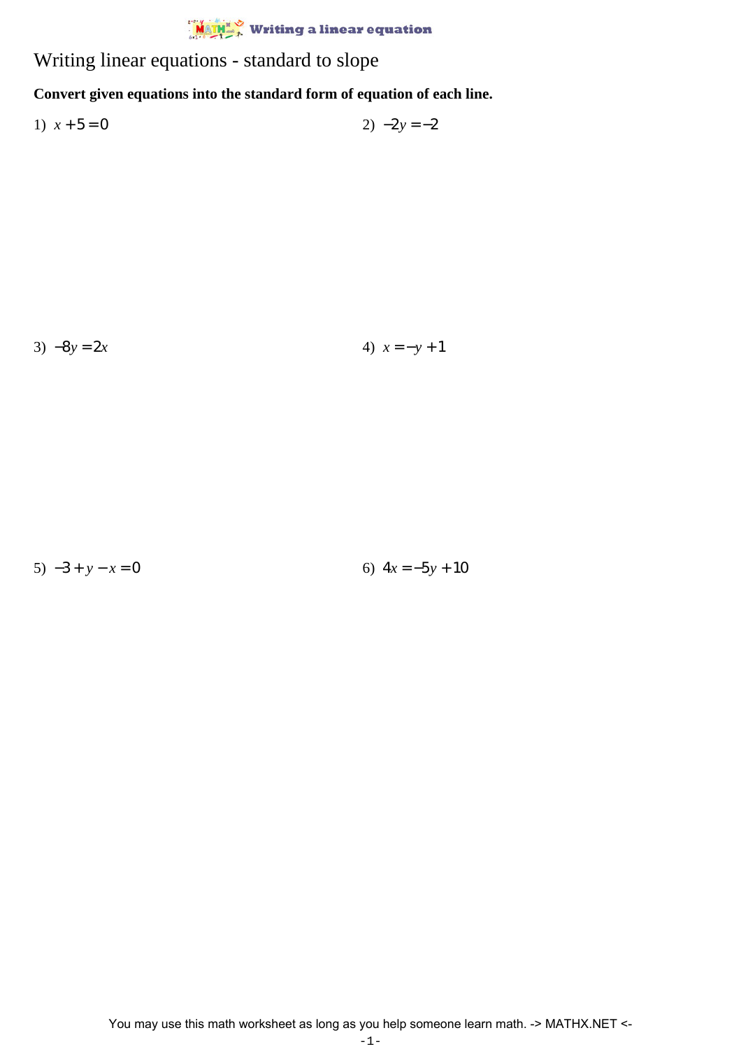# Writing linear equations - standard to slope

**Convert given equations into the standard form of equation of each line.**

1) $x + 5 = 0$

2) $-2y = -2$

3) $-8y = 2x$

4) $x = -y + 1$

5) $-3 + y - x = 0$

6) $4x = -5y + 10$

You may use this math worksheet as long as you help someone learn math. -> MATHX.NET <-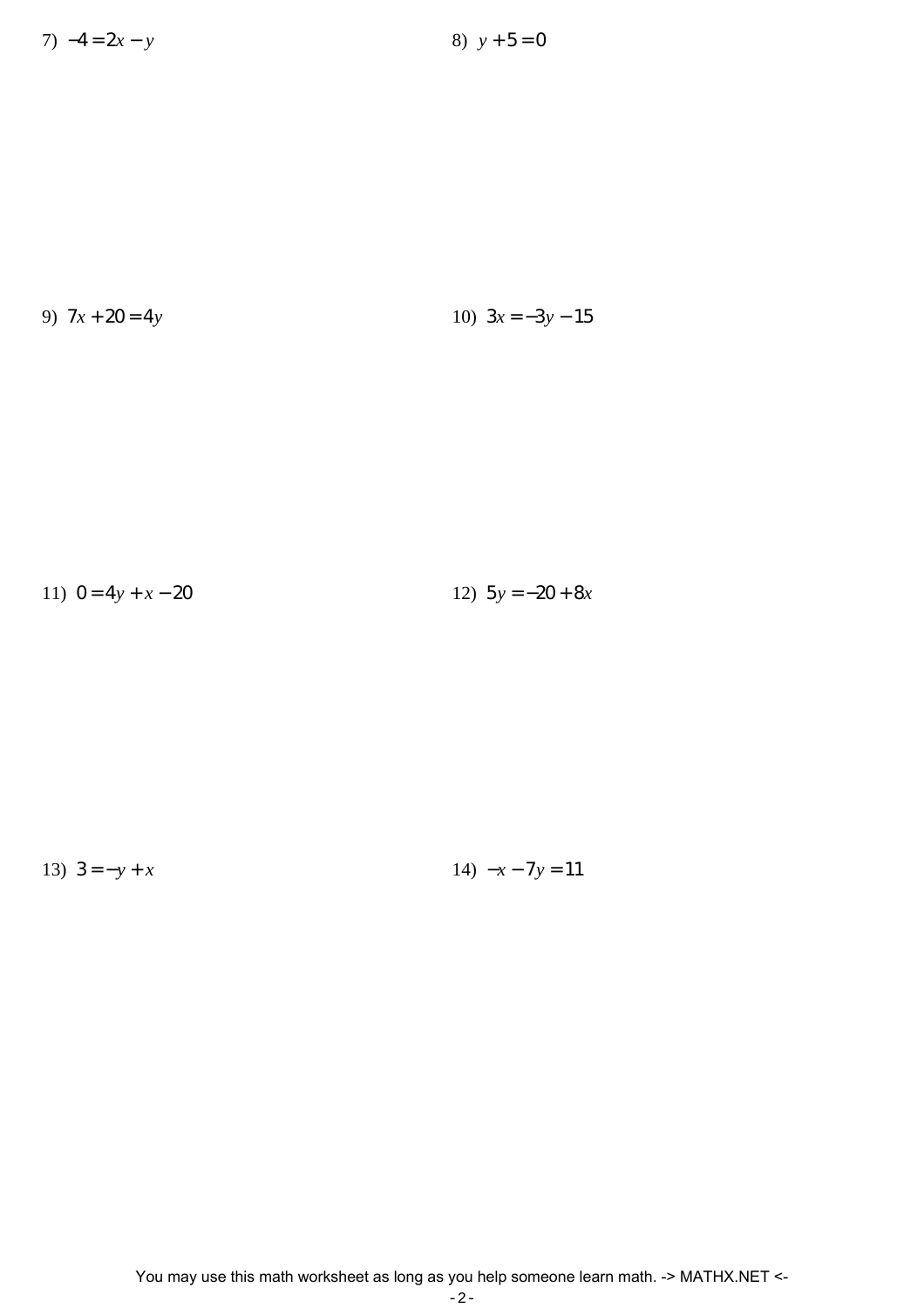7) $-4 = 2x - y$

8) $y + 5 = 0$

9) $7x + 20 = 4y$

10) $3x = -3y - 15$

11) $0 = 4y + x - 20$

12) $5y = -20 + 8x$

13) $3 = -y + x$

14) $-x - 7y = 11$

You may use this math worksheet as long as you help someone learn math. -> MATHX.NET <-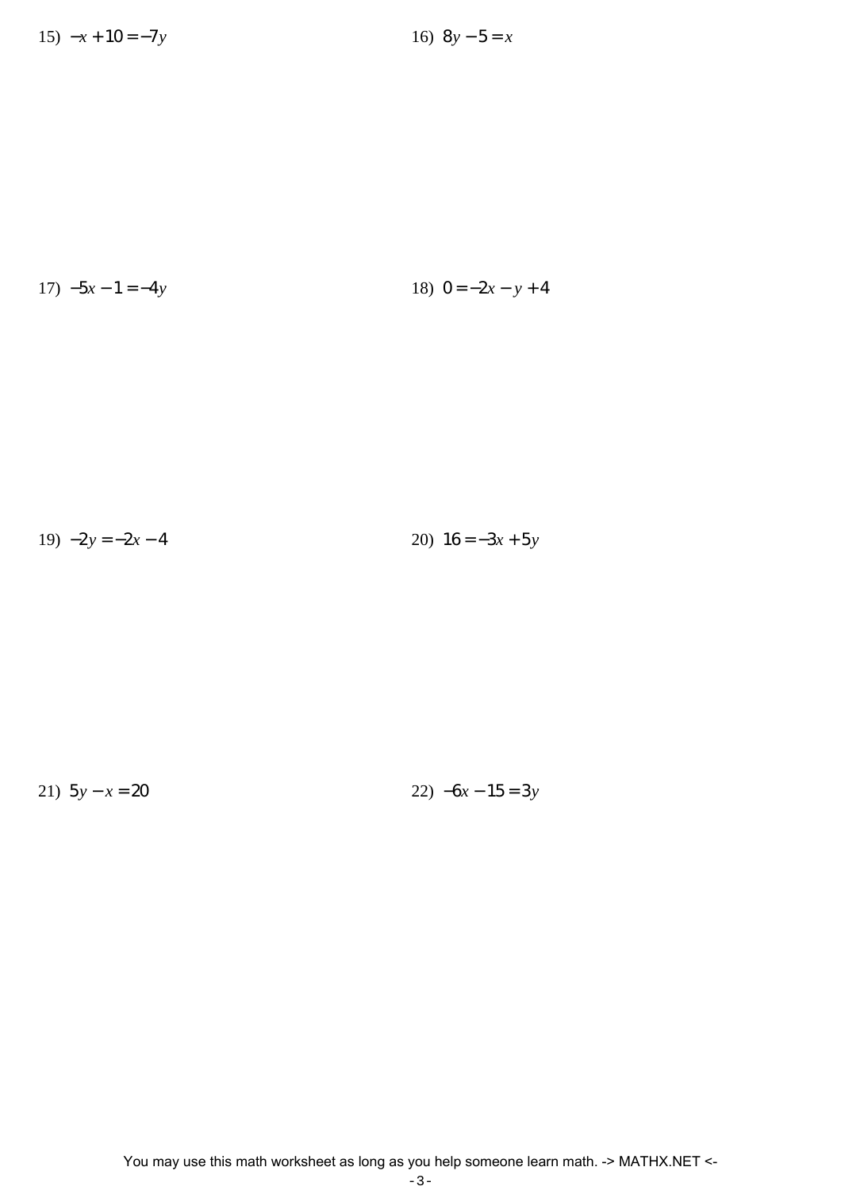15) $-x + 10 = -7y$

16) $8y - 5 = x$

17) $-5x - 1 = -4y$

18) $0 = -2x - y + 4$

19) $-2y = -2x - 4$

20) $16 = -3x + 5y$

21) $5y - x = 20$

22) $-6x - 15 = 3y$

You may use this math worksheet as long as you help someone learn math. -> MATHX.NET <-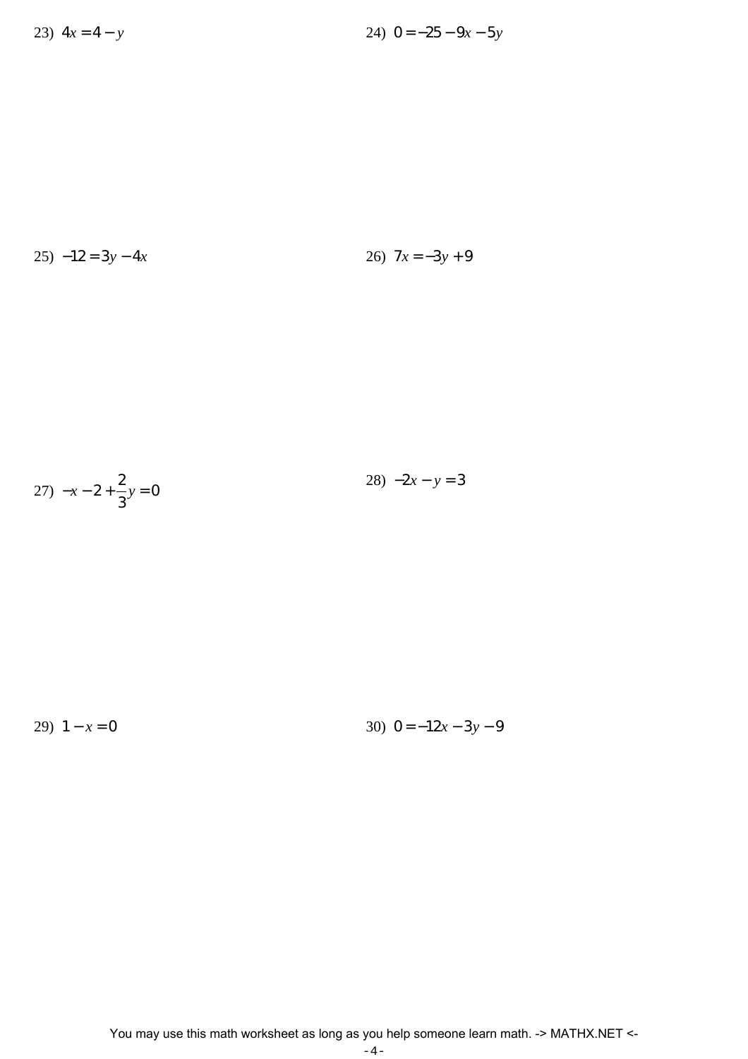23) $4x = 4 - y$

24) $0 = -25 - 9x - 5y$

25) $-12 = 3y - 4x$

26) $7x = -3y + 9$

27) $-x - 2 + \frac{2}{3}y = 0$

28) $-2x - y = 3$

29) $1 - x = 0$

30) $0 = -12x - 3y - 9$

You may use this math worksheet as long as you help someone learn math. -> MATHX.NET <-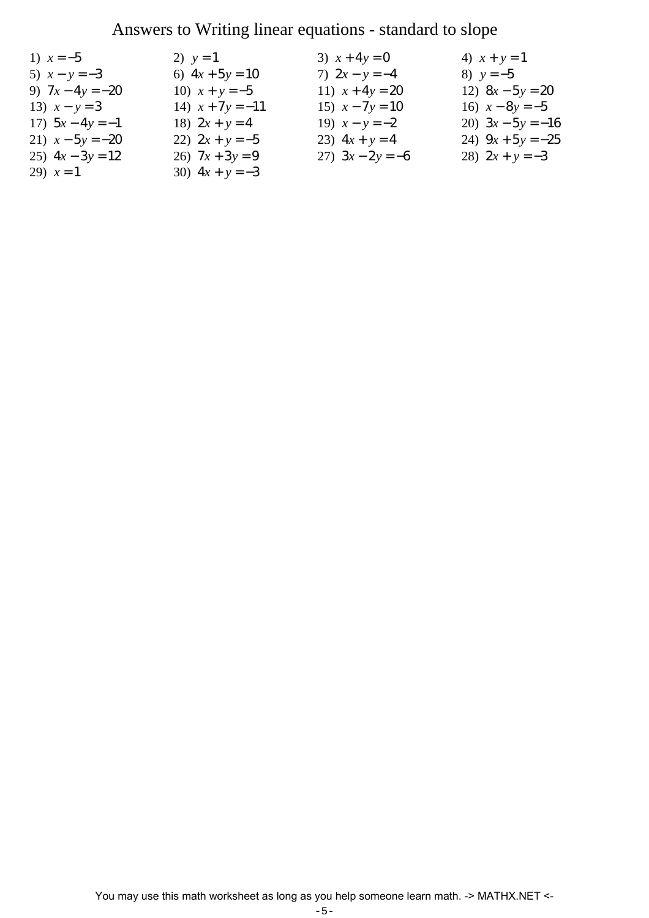# Answers to Writing linear equations - standard to slope

| | | | |
|---|---|---|---|
| 1) $x = -5$ | 2) $y = 1$ | 3) $x + 4y = 0$ | 4) $x + y = 1$ |
| 5) $x - y = -3$ | 6) $4x + 5y = 10$ | 7) $2x - y = -4$ | 8) $y = -5$ |
| 9) $7x - 4y = -20$ | 10) $x + y = -5$ | 11) $x + 4y = 20$ | 12) $8x - 5y = 20$ |
| 13) $x - y = 3$ | 14) $x + 7y = -11$ | 15) $x - 7y = 10$ | 16) $x - 8y = -5$ |
| 17) $5x - 4y = -1$ | 18) $2x + y = 4$ | 19) $x - y = -2$ | 20) $3x - 5y = -16$ |
| 21) $x - 5y = -20$ | 22) $2x + y = -5$ | 23) $4x + y = 4$ | 24) $9x + 5y = -25$ |
| 25) $4x - 3y = 12$ | 26) $7x + 3y = 9$ | 27) $3x - 2y = -6$ | 28) $2x + y = -3$ |
| 29) $x = 1$ | 30) $4x + y = -3$ | | |

You may use this math worksheet as long as you help someone learn math. -> MATHX.NET <-